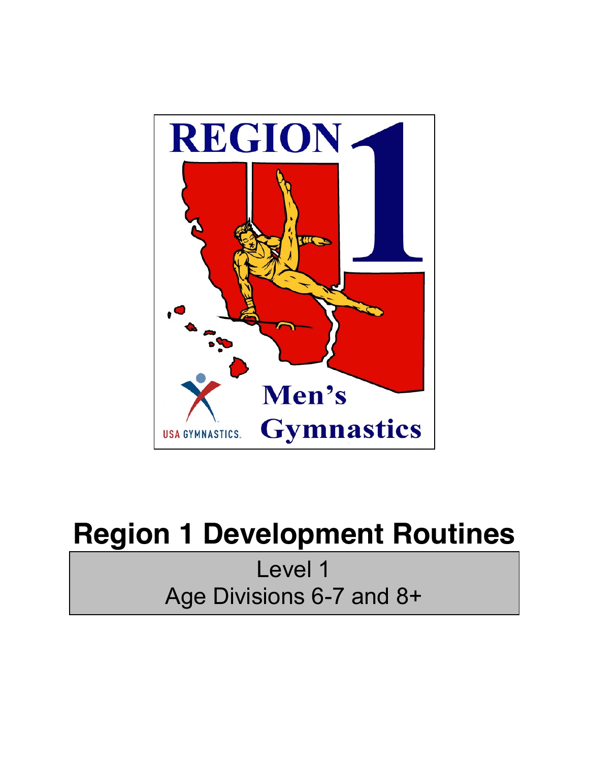# Region 1 Development Routines

Level 1

Age Divisions 6-7 and 8+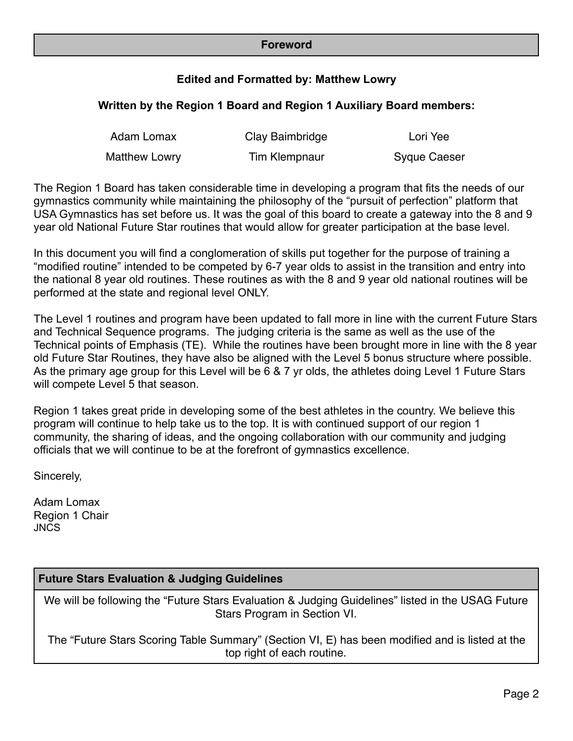## Foreword

**Edited and Formatted by: Matthew Lowry**

**Written by the Region 1 Board and Region 1 Auxiliary Board members:**

| | | |
|---|---|---|
| Adam Lomax | Clay Baimbridge | Lori Yee |
| Matthew Lowry | Tim Klempnaur | Syque Caeser |

The Region 1 Board has taken considerable time in developing a program that fits the needs of our gymnastics community while maintaining the philosophy of the "pursuit of perfection" platform that USA Gymnastics has set before us. It was the goal of this board to create a gateway into the 8 and 9 year old National Future Star routines that would allow for greater participation at the base level.

In this document you will find a conglomeration of skills put together for the purpose of training a "modified routine" intended to be competed by 6-7 year olds to assist in the transition and entry into the national 8 year old routines. These routines as with the 8 and 9 year old national routines will be performed at the state and regional level ONLY.

The Level 1 routines and program have been updated to fall more in line with the current Future Stars and Technical Sequence programs. The judging criteria is the same as well as the use of the Technical points of Emphasis (TE). While the routines have been brought more in line with the 8 year old Future Star Routines, they have also be aligned with the Level 5 bonus structure where possible. As the primary age group for this Level will be 6 & 7 yr olds, the athletes doing Level 1 Future Stars will compete Level 5 that season.

Region 1 takes great pride in developing some of the best athletes in the country. We believe this program will continue to help take us to the top. It is with continued support of our region 1 community, the sharing of ideas, and the ongoing collaboration with our community and judging officials that we will continue to be at the forefront of gymnastics excellence.

Sincerely,

Adam Lomax
Region 1 Chair
JNCS

## Future Stars Evaluation & Judging Guidelines

We will be following the "Future Stars Evaluation & Judging Guidelines" listed in the USAG Future Stars Program in Section VI.

The "Future Stars Scoring Table Summary" (Section VI, E) has been modified and is listed at the top right of each routine.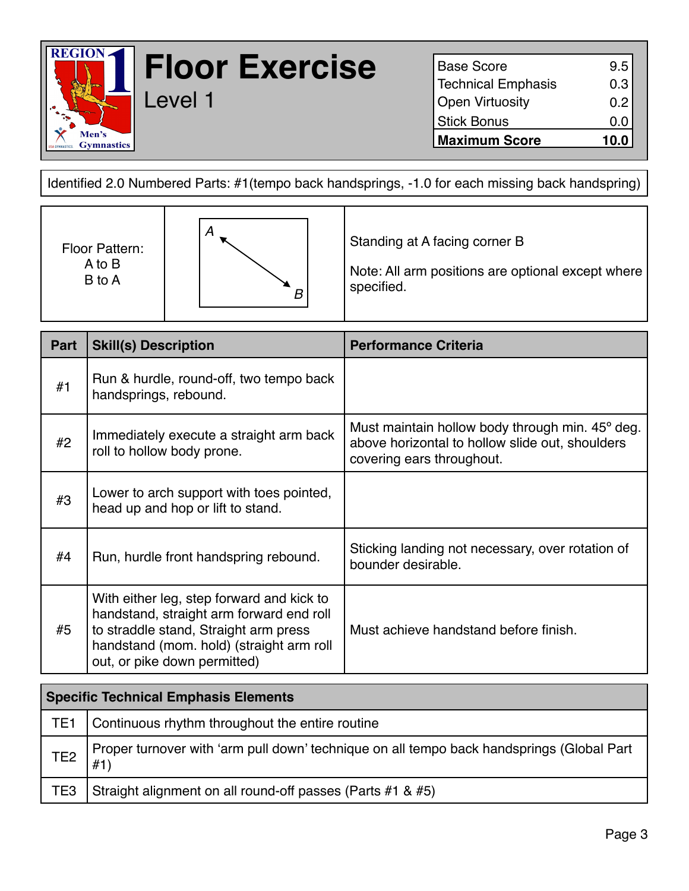# Floor Exercise

## Level 1

| Base Score | 9.5 |
|---|---|
| Technical Emphasis | 0.3 |
| Open Virtuosity | 0.2 |
| Stick Bonus | 0.0 |
| **Maximum Score** | **10.0** |

Identified 2.0 Numbered Parts: #1(tempo back handsprings, -1.0 for each missing back handspring)

| Floor Pattern: A to B B to A | A → B (diagonal) | Standing at A facing corner B<br><br>Note: All arm positions are optional except where specified. |
|---|---|---|

| Part | Skill(s) Description | Performance Criteria |
|---|---|---|
| #1 | Run & hurdle, round-off, two tempo back handsprings, rebound. | |
| #2 | Immediately execute a straight arm back roll to hollow body prone. | Must maintain hollow body through min. 45° deg. above horizontal to hollow slide out, shoulders covering ears throughout. |
| #3 | Lower to arch support with toes pointed, head up and hop or lift to stand. | |
| #4 | Run, hurdle front handspring rebound. | Sticking landing not necessary, over rotation of bounder desirable. |
| #5 | With either leg, step forward and kick to handstand, straight arm forward end roll to straddle stand, Straight arm press handstand (mom. hold) (straight arm roll out, or pike down permitted) | Must achieve handstand before finish. |

| Specific Technical Emphasis Elements | |
|---|---|
| TE1 | Continuous rhythm throughout the entire routine |
| TE2 | Proper turnover with 'arm pull down' technique on all tempo back handsprings (Global Part #1) |
| TE3 | Straight alignment on all round-off passes (Parts #1 & #5) |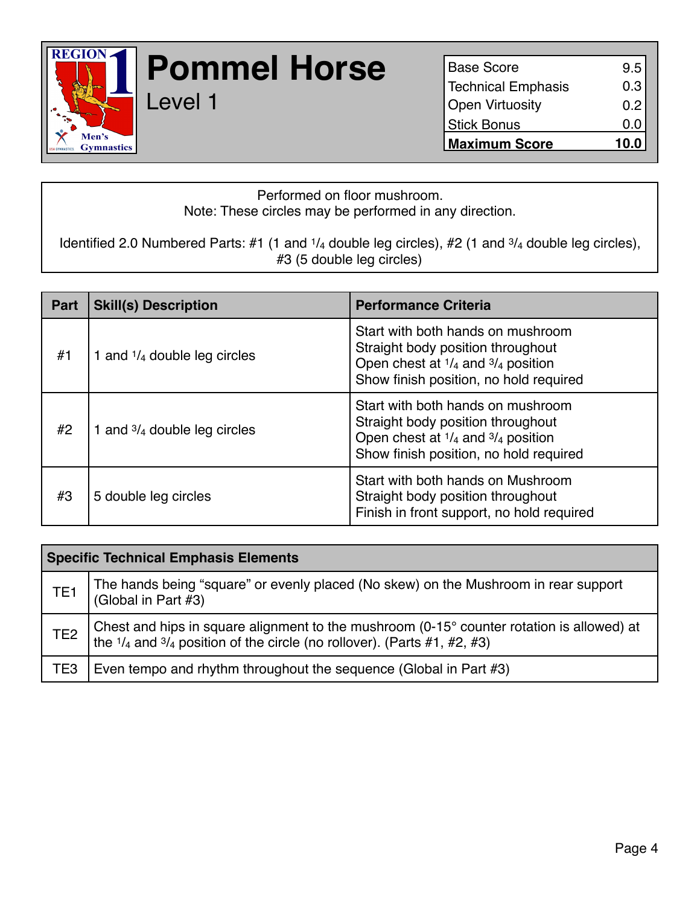# Pommel Horse

## Level 1

| Base Score | 9.5 |
|---|---|
| Technical Emphasis | 0.3 |
| Open Virtuosity | 0.2 |
| Stick Bonus | 0.0 |
| **Maximum Score** | **10.0** |

Performed on floor mushroom.
Note: These circles may be performed in any direction.

Identified 2.0 Numbered Parts: #1 (1 and 1/4 double leg circles), #2 (1 and 3/4 double leg circles), #3 (5 double leg circles)

| Part | Skill(s) Description | Performance Criteria |
|---|---|---|
| #1 | 1 and 1/4 double leg circles | Start with both hands on mushroom<br>Straight body position throughout<br>Open chest at 1/4 and 3/4 position<br>Show finish position, no hold required |
| #2 | 1 and 3/4 double leg circles | Start with both hands on mushroom<br>Straight body position throughout<br>Open chest at 1/4 and 3/4 position<br>Show finish position, no hold required |
| #3 | 5 double leg circles | Start with both hands on Mushroom<br>Straight body position throughout<br>Finish in front support, no hold required |

| Specific Technical Emphasis Elements | |
|---|---|
| TE1 | The hands being "square" or evenly placed (No skew) on the Mushroom in rear support (Global in Part #3) |
| TE2 | Chest and hips in square alignment to the mushroom (0-15° counter rotation is allowed) at the 1/4 and 3/4 position of the circle (no rollover). (Parts #1, #2, #3) |
| TE3 | Even tempo and rhythm throughout the sequence (Global in Part #3) |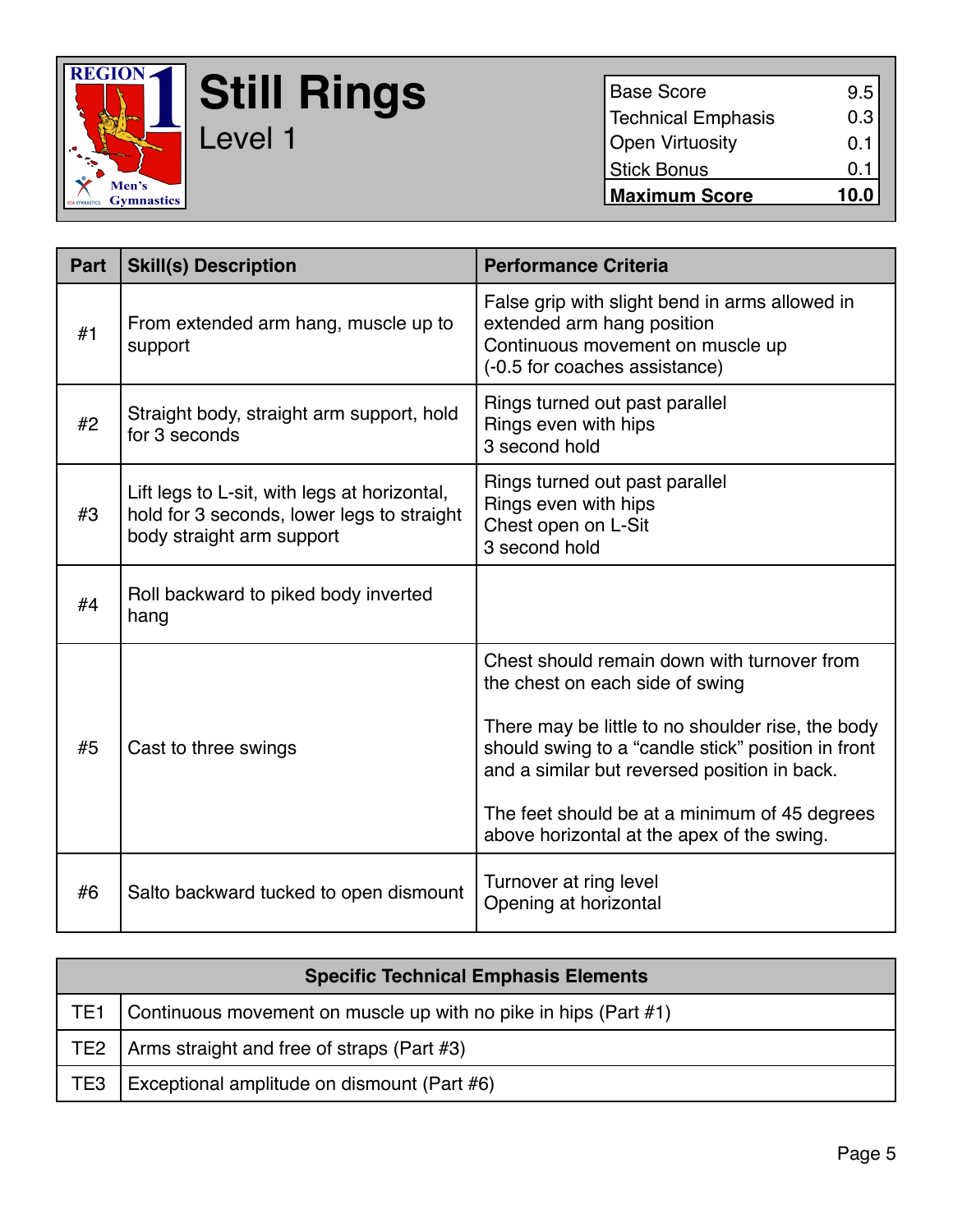# Still Rings

## Level 1

| | |
|---|---|
| Base Score | 9.5 |
| Technical Emphasis | 0.3 |
| Open Virtuosity | 0.1 |
| Stick Bonus | 0.1 |
| **Maximum Score** | **10.0** |

| Part | Skill(s) Description | Performance Criteria |
|---|---|---|
| #1 | From extended arm hang, muscle up to support | False grip with slight bend in arms allowed in extended arm hang position<br>Continuous movement on muscle up<br>(-0.5 for coaches assistance) |
| #2 | Straight body, straight arm support, hold for 3 seconds | Rings turned out past parallel<br>Rings even with hips<br>3 second hold |
| #3 | Lift legs to L-sit, with legs at horizontal, hold for 3 seconds, lower legs to straight body straight arm support | Rings turned out past parallel<br>Rings even with hips<br>Chest open on L-Sit<br>3 second hold |
| #4 | Roll backward to piked body inverted hang | |
| #5 | Cast to three swings | Chest should remain down with turnover from the chest on each side of swing<br><br>There may be little to no shoulder rise, the body should swing to a "candle stick" position in front and a similar but reversed position in back.<br><br>The feet should be at a minimum of 45 degrees above horizontal at the apex of the swing. |
| #6 | Salto backward tucked to open dismount | Turnover at ring level<br>Opening at horizontal |

| Specific Technical Emphasis Elements | |
|---|---|
| TE1 | Continuous movement on muscle up with no pike in hips (Part #1) |
| TE2 | Arms straight and free of straps (Part #3) |
| TE3 | Exceptional amplitude on dismount (Part #6) |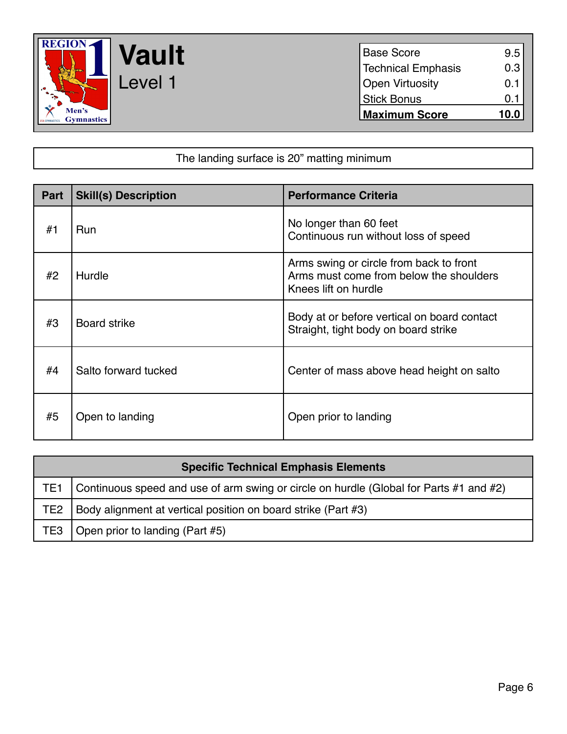# Vault

## Level 1

| Base Score | 9.5 |
|---|---|
| Technical Emphasis | 0.3 |
| Open Virtuosity | 0.1 |
| Stick Bonus | 0.1 |
| **Maximum Score** | **10.0** |

The landing surface is 20” matting minimum

| Part | Skill(s) Description | Performance Criteria |
|---|---|---|
| #1 | Run | No longer than 60 feet<br>Continuous run without loss of speed |
| #2 | Hurdle | Arms swing or circle from back to front<br>Arms must come from below the shoulders<br>Knees lift on hurdle |
| #3 | Board strike | Body at or before vertical on board contact<br>Straight, tight body on board strike |
| #4 | Salto forward tucked | Center of mass above head height on salto |
| #5 | Open to landing | Open prior to landing |

| Specific Technical Emphasis Elements | |
|---|---|
| TE1 | Continuous speed and use of arm swing or circle on hurdle (Global for Parts #1 and #2) |
| TE2 | Body alignment at vertical position on board strike (Part #3) |
| TE3 | Open prior to landing (Part #5) |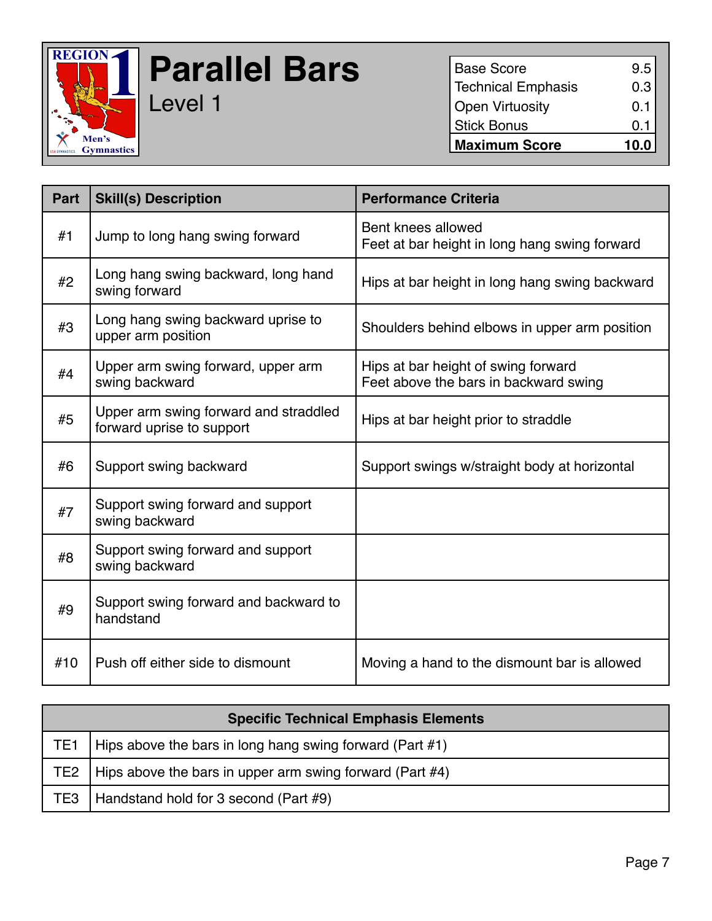# Parallel Bars

## Level 1

| Base Score | 9.5 |
|---|---|
| Technical Emphasis | 0.3 |
| Open Virtuosity | 0.1 |
| Stick Bonus | 0.1 |
| **Maximum Score** | **10.0** |

| Part | Skill(s) Description | Performance Criteria |
|---|---|---|
| #1 | Jump to long hang swing forward | Bent knees allowed<br>Feet at bar height in long hang swing forward |
| #2 | Long hang swing backward, long hand swing forward | Hips at bar height in long hang swing backward |
| #3 | Long hang swing backward uprise to upper arm position | Shoulders behind elbows in upper arm position |
| #4 | Upper arm swing forward, upper arm swing backward | Hips at bar height of swing forward<br>Feet above the bars in backward swing |
| #5 | Upper arm swing forward and straddled forward uprise to support | Hips at bar height prior to straddle |
| #6 | Support swing backward | Support swings w/straight body at horizontal |
| #7 | Support swing forward and support swing backward | |
| #8 | Support swing forward and support swing backward | |
| #9 | Support swing forward and backward to handstand | |
| #10 | Push off either side to dismount | Moving a hand to the dismount bar is allowed |

| Specific Technical Emphasis Elements | |
|---|---|
| TE1 | Hips above the bars in long hang swing forward (Part #1) |
| TE2 | Hips above the bars in upper arm swing forward (Part #4) |
| TE3 | Handstand hold for 3 second (Part #9) |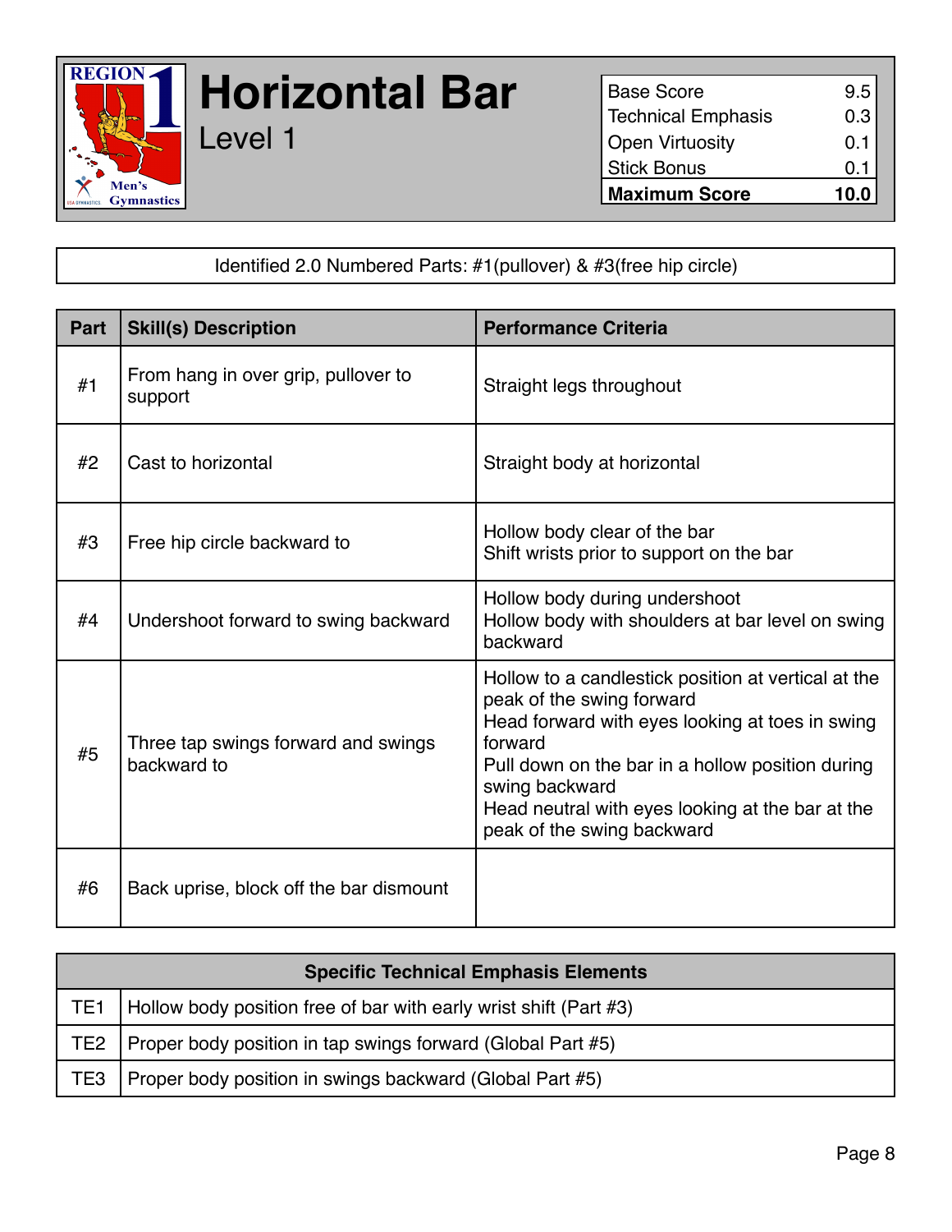# Horizontal Bar

## Level 1

| Base Score | 9.5 |
|---|---|
| Technical Emphasis | 0.3 |
| Open Virtuosity | 0.1 |
| Stick Bonus | 0.1 |
| **Maximum Score** | **10.0** |

Identified 2.0 Numbered Parts: #1(pullover) & #3(free hip circle)

| Part | Skill(s) Description | Performance Criteria |
|---|---|---|
| #1 | From hang in over grip, pullover to support | Straight legs throughout |
| #2 | Cast to horizontal | Straight body at horizontal |
| #3 | Free hip circle backward to | Hollow body clear of the bar<br>Shift wrists prior to support on the bar |
| #4 | Undershoot forward to swing backward | Hollow body during undershoot<br>Hollow body with shoulders at bar level on swing backward |
| #5 | Three tap swings forward and swings backward to | Hollow to a candlestick position at vertical at the peak of the swing forward<br>Head forward with eyes looking at toes in swing forward<br>Pull down on the bar in a hollow position during swing backward<br>Head neutral with eyes looking at the bar at the peak of the swing backward |
| #6 | Back uprise, block off the bar dismount | |

| Specific Technical Emphasis Elements | |
|---|---|
| TE1 | Hollow body position free of bar with early wrist shift (Part #3) |
| TE2 | Proper body position in tap swings forward (Global Part #5) |
| TE3 | Proper body position in swings backward (Global Part #5) |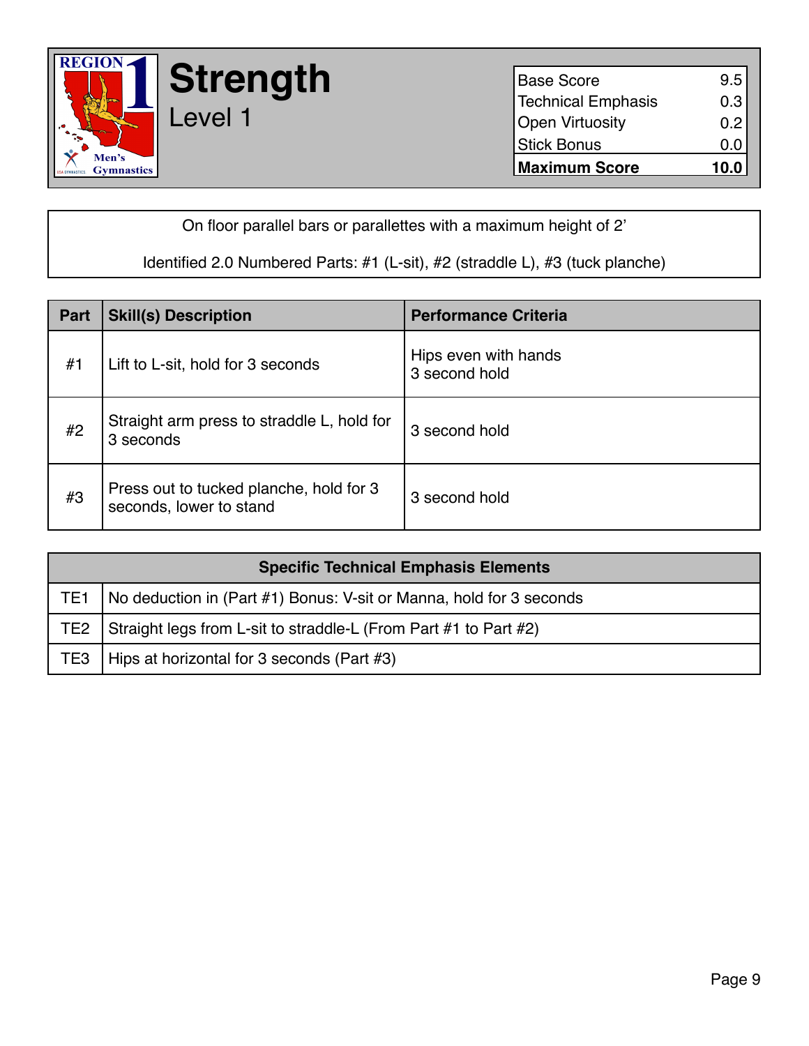# Strength

## Level 1

| | |
|---|---|
| Base Score | 9.5 |
| Technical Emphasis | 0.3 |
| Open Virtuosity | 0.2 |
| Stick Bonus | 0.0 |
| **Maximum Score** | **10.0** |

On floor parallel bars or parallettes with a maximum height of 2'

Identified 2.0 Numbered Parts: #1 (L-sit), #2 (straddle L), #3 (tuck planche)

| Part | Skill(s) Description | Performance Criteria |
|---|---|---|
| #1 | Lift to L-sit, hold for 3 seconds | Hips even with hands<br>3 second hold |
| #2 | Straight arm press to straddle L, hold for 3 seconds | 3 second hold |
| #3 | Press out to tucked planche, hold for 3 seconds, lower to stand | 3 second hold |

| Specific Technical Emphasis Elements | |
|---|---|
| TE1 | No deduction in (Part #1) Bonus: V-sit or Manna, hold for 3 seconds |
| TE2 | Straight legs from L-sit to straddle-L (From Part #1 to Part #2) |
| TE3 | Hips at horizontal for 3 seconds (Part #3) |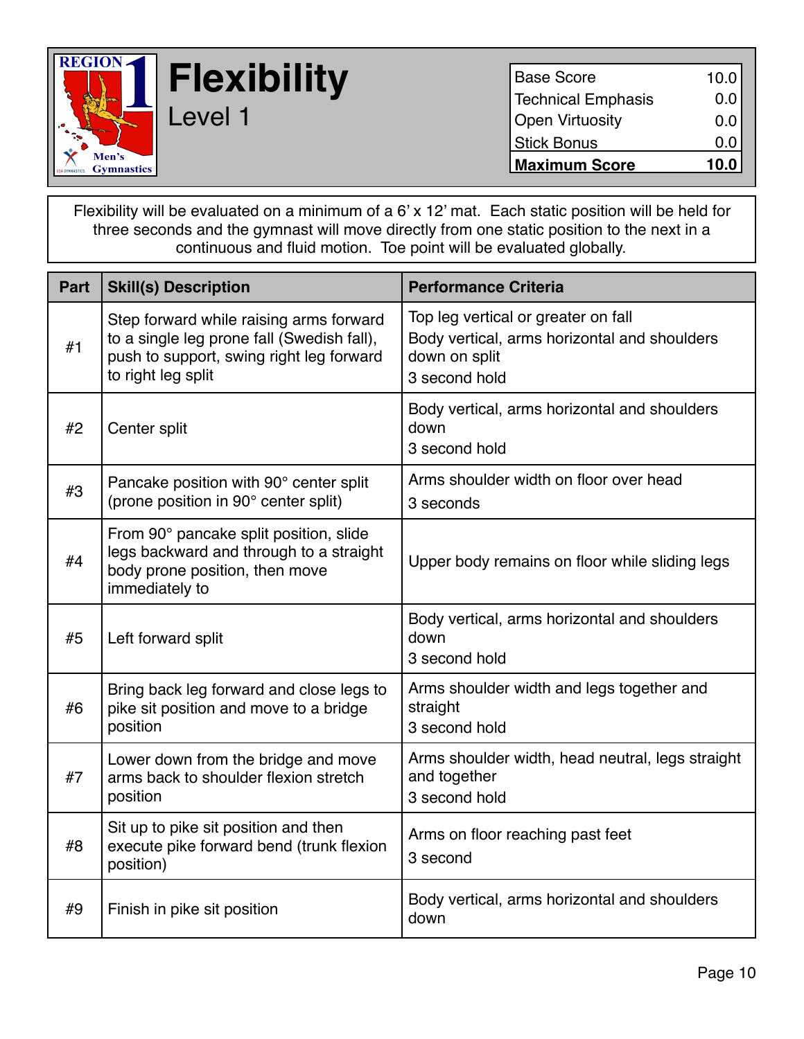# Flexibility

## Level 1

| Base Score | 10.0 |
|---|---|
| Technical Emphasis | 0.0 |
| Open Virtuosity | 0.0 |
| Stick Bonus | 0.0 |
| **Maximum Score** | **10.0** |

Flexibility will be evaluated on a minimum of a 6' x 12' mat. Each static position will be held for three seconds and the gymnast will move directly from one static position to the next in a continuous and fluid motion. Toe point will be evaluated globally.

| Part | Skill(s) Description | Performance Criteria |
|---|---|---|
| #1 | Step forward while raising arms forward to a single leg prone fall (Swedish fall), push to support, swing right leg forward to right leg split | Top leg vertical or greater on fall<br>Body vertical, arms horizontal and shoulders down on split<br>3 second hold |
| #2 | Center split | Body vertical, arms horizontal and shoulders down<br>3 second hold |
| #3 | Pancake position with 90° center split (prone position in 90° center split) | Arms shoulder width on floor over head<br>3 seconds |
| #4 | From 90° pancake split position, slide legs backward and through to a straight body prone position, then move immediately to | Upper body remains on floor while sliding legs |
| #5 | Left forward split | Body vertical, arms horizontal and shoulders down<br>3 second hold |
| #6 | Bring back leg forward and close legs to pike sit position and move to a bridge position | Arms shoulder width and legs together and straight<br>3 second hold |
| #7 | Lower down from the bridge and move arms back to shoulder flexion stretch position | Arms shoulder width, head neutral, legs straight and together<br>3 second hold |
| #8 | Sit up to pike sit position and then execute pike forward bend (trunk flexion position) | Arms on floor reaching past feet<br>3 second |
| #9 | Finish in pike sit position | Body vertical, arms horizontal and shoulders down |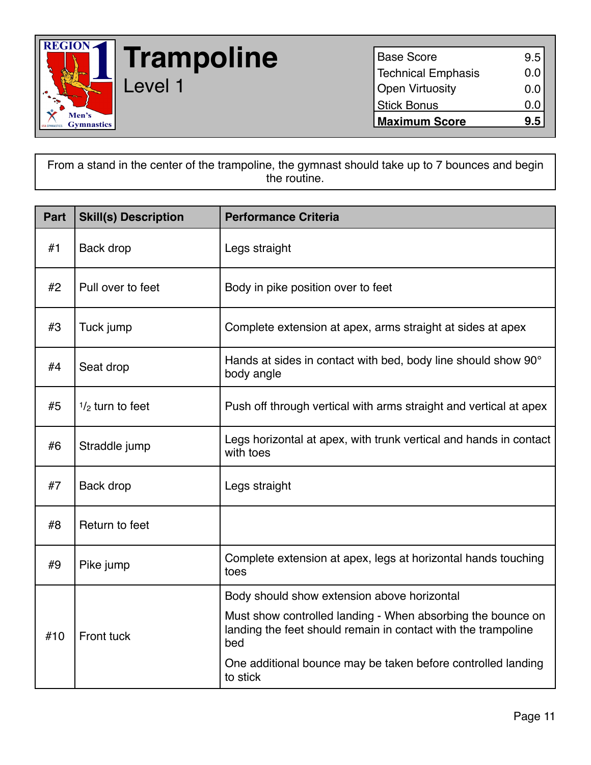# Trampoline

## Level 1

| | |
|---|---|
| Base Score | 9.5 |
| Technical Emphasis | 0.0 |
| Open Virtuosity | 0.0 |
| Stick Bonus | 0.0 |
| **Maximum Score** | **9.5** |

From a stand in the center of the trampoline, the gymnast should take up to 7 bounces and begin the routine.

| Part | Skill(s) Description | Performance Criteria |
|---|---|---|
| #1 | Back drop | Legs straight |
| #2 | Pull over to feet | Body in pike position over to feet |
| #3 | Tuck jump | Complete extension at apex, arms straight at sides at apex |
| #4 | Seat drop | Hands at sides in contact with bed, body line should show 90° body angle |
| #5 | ½ turn to feet | Push off through vertical with arms straight and vertical at apex |
| #6 | Straddle jump | Legs horizontal at apex, with trunk vertical and hands in contact with toes |
| #7 | Back drop | Legs straight |
| #8 | Return to feet | |
| #9 | Pike jump | Complete extension at apex, legs at horizontal hands touching toes |
| #10 | Front tuck | Body should show extension above horizontal<br>Must show controlled landing - When absorbing the bounce on landing the feet should remain in contact with the trampoline bed<br>One additional bounce may be taken before controlled landing to stick |